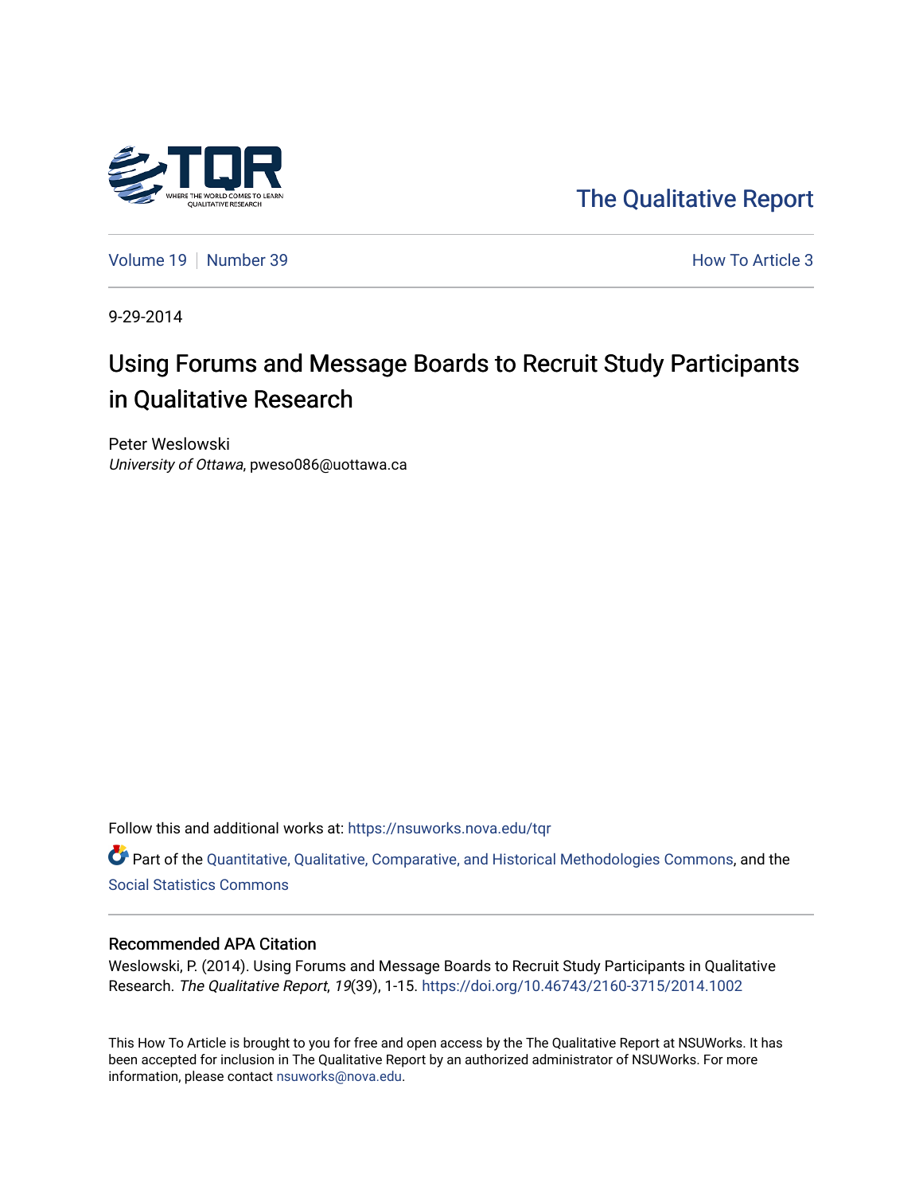The Qualitative Report

Volume 19 | Number 39 — How To Article 3

9-29-2014

# Using Forums and Message Boards to Recruit Study Participants in Qualitative Research

Peter Weslowski
*University of Ottawa*, pweso086@uottawa.ca

Follow this and additional works at: https://nsuworks.nova.edu/tqr

Part of the Quantitative, Qualitative, Comparative, and Historical Methodologies Commons, and the Social Statistics Commons

## Recommended APA Citation

Weslowski, P. (2014). Using Forums and Message Boards to Recruit Study Participants in Qualitative Research. *The Qualitative Report*, *19*(39), 1-15. https://doi.org/10.46743/2160-3715/2014.1002

This How To Article is brought to you for free and open access by the The Qualitative Report at NSUWorks. It has been accepted for inclusion in The Qualitative Report by an authorized administrator of NSUWorks. For more information, please contact nsuworks@nova.edu.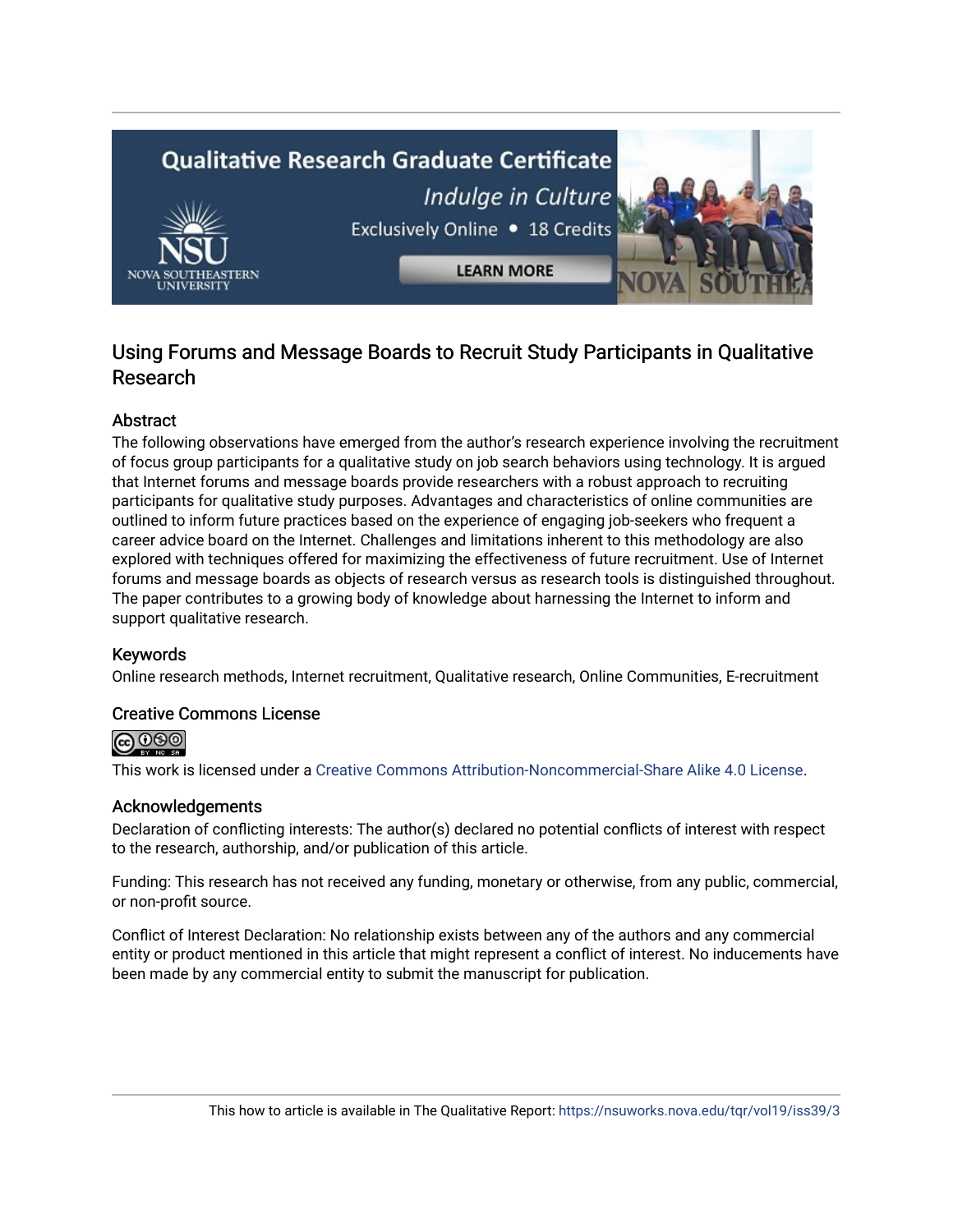# Using Forums and Message Boards to Recruit Study Participants in Qualitative Research

## Abstract

The following observations have emerged from the author's research experience involving the recruitment of focus group participants for a qualitative study on job search behaviors using technology. It is argued that Internet forums and message boards provide researchers with a robust approach to recruiting participants for qualitative study purposes. Advantages and characteristics of online communities are outlined to inform future practices based on the experience of engaging job-seekers who frequent a career advice board on the Internet. Challenges and limitations inherent to this methodology are also explored with techniques offered for maximizing the effectiveness of future recruitment. Use of Internet forums and message boards as objects of research versus as research tools is distinguished throughout. The paper contributes to a growing body of knowledge about harnessing the Internet to inform and support qualitative research.

## Keywords

Online research methods, Internet recruitment, Qualitative research, Online Communities, E-recruitment

## Creative Commons License

This work is licensed under a Creative Commons Attribution-Noncommercial-Share Alike 4.0 License.

## Acknowledgements

Declaration of conflicting interests: The author(s) declared no potential conflicts of interest with respect to the research, authorship, and/or publication of this article.

Funding: This research has not received any funding, monetary or otherwise, from any public, commercial, or non-profit source.

Conflict of Interest Declaration: No relationship exists between any of the authors and any commercial entity or product mentioned in this article that might represent a conflict of interest. No inducements have been made by any commercial entity to submit the manuscript for publication.

This how to article is available in The Qualitative Report: https://nsuworks.nova.edu/tqr/vol19/iss39/3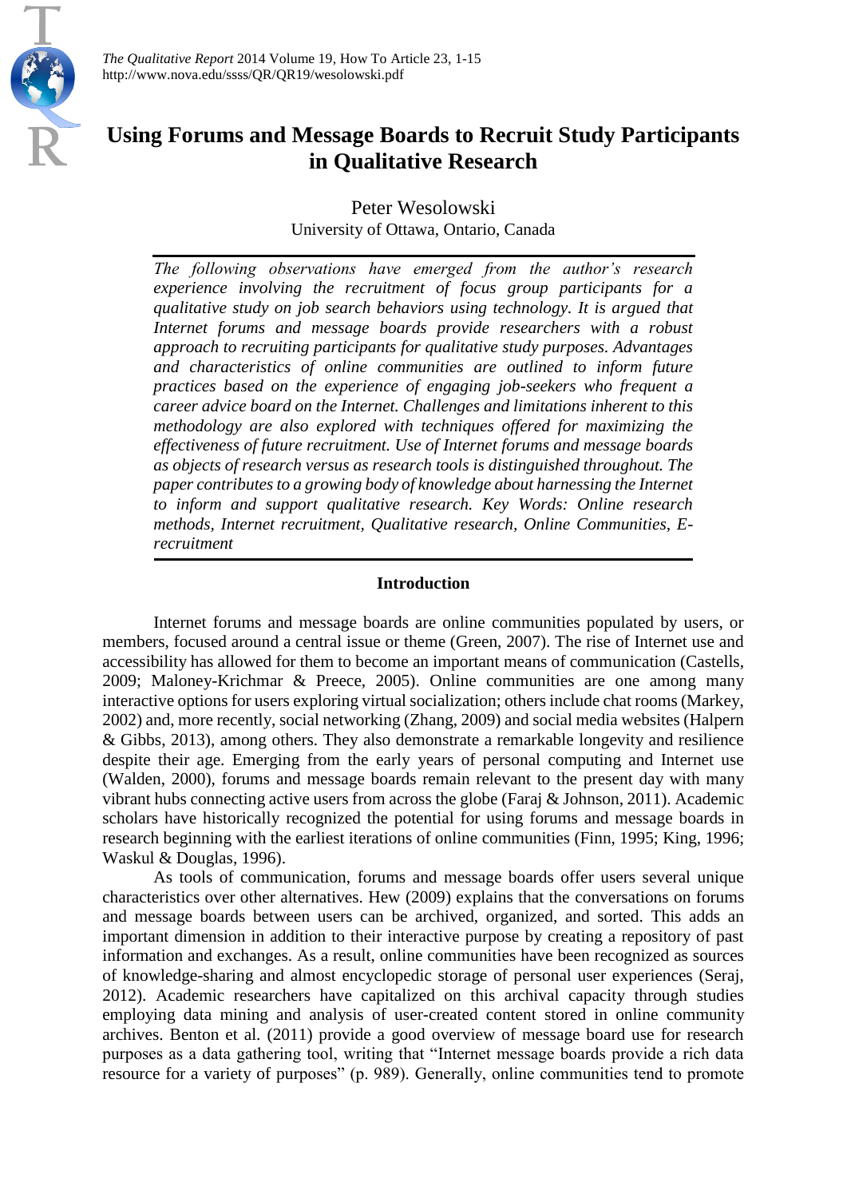# Using Forums and Message Boards to Recruit Study Participants in Qualitative Research

Peter Wesolowski
University of Ottawa, Ontario, Canada

*The following observations have emerged from the author's research experience involving the recruitment of focus group participants for a qualitative study on job search behaviors using technology. It is argued that Internet forums and message boards provide researchers with a robust approach to recruiting participants for qualitative study purposes. Advantages and characteristics of online communities are outlined to inform future practices based on the experience of engaging job-seekers who frequent a career advice board on the Internet. Challenges and limitations inherent to this methodology are also explored with techniques offered for maximizing the effectiveness of future recruitment. Use of Internet forums and message boards as objects of research versus as research tools is distinguished throughout. The paper contributes to a growing body of knowledge about harnessing the Internet to inform and support qualitative research. Key Words: Online research methods, Internet recruitment, Qualitative research, Online Communities, E-recruitment*

## Introduction

Internet forums and message boards are online communities populated by users, or members, focused around a central issue or theme (Green, 2007). The rise of Internet use and accessibility has allowed for them to become an important means of communication (Castells, 2009; Maloney-Krichmar & Preece, 2005). Online communities are one among many interactive options for users exploring virtual socialization; others include chat rooms (Markey, 2002) and, more recently, social networking (Zhang, 2009) and social media websites (Halpern & Gibbs, 2013), among others. They also demonstrate a remarkable longevity and resilience despite their age. Emerging from the early years of personal computing and Internet use (Walden, 2000), forums and message boards remain relevant to the present day with many vibrant hubs connecting active users from across the globe (Faraj & Johnson, 2011). Academic scholars have historically recognized the potential for using forums and message boards in research beginning with the earliest iterations of online communities (Finn, 1995; King, 1996; Waskul & Douglas, 1996).

As tools of communication, forums and message boards offer users several unique characteristics over other alternatives. Hew (2009) explains that the conversations on forums and message boards between users can be archived, organized, and sorted. This adds an important dimension in addition to their interactive purpose by creating a repository of past information and exchanges. As a result, online communities have been recognized as sources of knowledge-sharing and almost encyclopedic storage of personal user experiences (Seraj, 2012). Academic researchers have capitalized on this archival capacity through studies employing data mining and analysis of user-created content stored in online community archives. Benton et al. (2011) provide a good overview of message board use for research purposes as a data gathering tool, writing that "Internet message boards provide a rich data resource for a variety of purposes" (p. 989). Generally, online communities tend to promote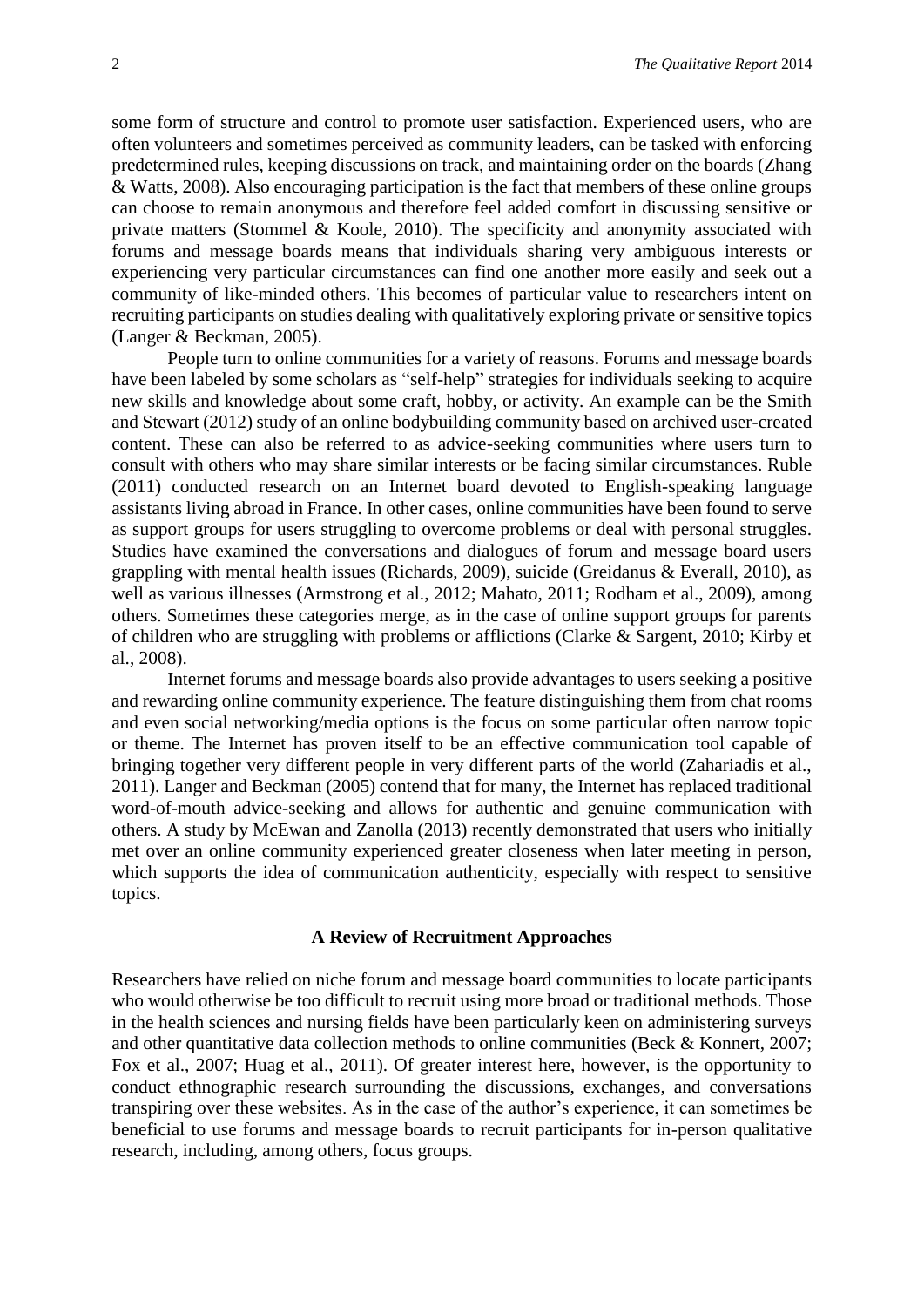some form of structure and control to promote user satisfaction. Experienced users, who are often volunteers and sometimes perceived as community leaders, can be tasked with enforcing predetermined rules, keeping discussions on track, and maintaining order on the boards (Zhang & Watts, 2008). Also encouraging participation is the fact that members of these online groups can choose to remain anonymous and therefore feel added comfort in discussing sensitive or private matters (Stommel & Koole, 2010). The specificity and anonymity associated with forums and message boards means that individuals sharing very ambiguous interests or experiencing very particular circumstances can find one another more easily and seek out a community of like-minded others. This becomes of particular value to researchers intent on recruiting participants on studies dealing with qualitatively exploring private or sensitive topics (Langer & Beckman, 2005).

People turn to online communities for a variety of reasons. Forums and message boards have been labeled by some scholars as "self-help" strategies for individuals seeking to acquire new skills and knowledge about some craft, hobby, or activity. An example can be the Smith and Stewart (2012) study of an online bodybuilding community based on archived user-created content. These can also be referred to as advice-seeking communities where users turn to consult with others who may share similar interests or be facing similar circumstances. Ruble (2011) conducted research on an Internet board devoted to English-speaking language assistants living abroad in France. In other cases, online communities have been found to serve as support groups for users struggling to overcome problems or deal with personal struggles. Studies have examined the conversations and dialogues of forum and message board users grappling with mental health issues (Richards, 2009), suicide (Greidanus & Everall, 2010), as well as various illnesses (Armstrong et al., 2012; Mahato, 2011; Rodham et al., 2009), among others. Sometimes these categories merge, as in the case of online support groups for parents of children who are struggling with problems or afflictions (Clarke & Sargent, 2010; Kirby et al., 2008).

Internet forums and message boards also provide advantages to users seeking a positive and rewarding online community experience. The feature distinguishing them from chat rooms and even social networking/media options is the focus on some particular often narrow topic or theme. The Internet has proven itself to be an effective communication tool capable of bringing together very different people in very different parts of the world (Zahariadis et al., 2011). Langer and Beckman (2005) contend that for many, the Internet has replaced traditional word-of-mouth advice-seeking and allows for authentic and genuine communication with others. A study by McEwan and Zanolla (2013) recently demonstrated that users who initially met over an online community experienced greater closeness when later meeting in person, which supports the idea of communication authenticity, especially with respect to sensitive topics.

## A Review of Recruitment Approaches

Researchers have relied on niche forum and message board communities to locate participants who would otherwise be too difficult to recruit using more broad or traditional methods. Those in the health sciences and nursing fields have been particularly keen on administering surveys and other quantitative data collection methods to online communities (Beck & Konnert, 2007; Fox et al., 2007; Huag et al., 2011). Of greater interest here, however, is the opportunity to conduct ethnographic research surrounding the discussions, exchanges, and conversations transpiring over these websites. As in the case of the author's experience, it can sometimes be beneficial to use forums and message boards to recruit participants for in-person qualitative research, including, among others, focus groups.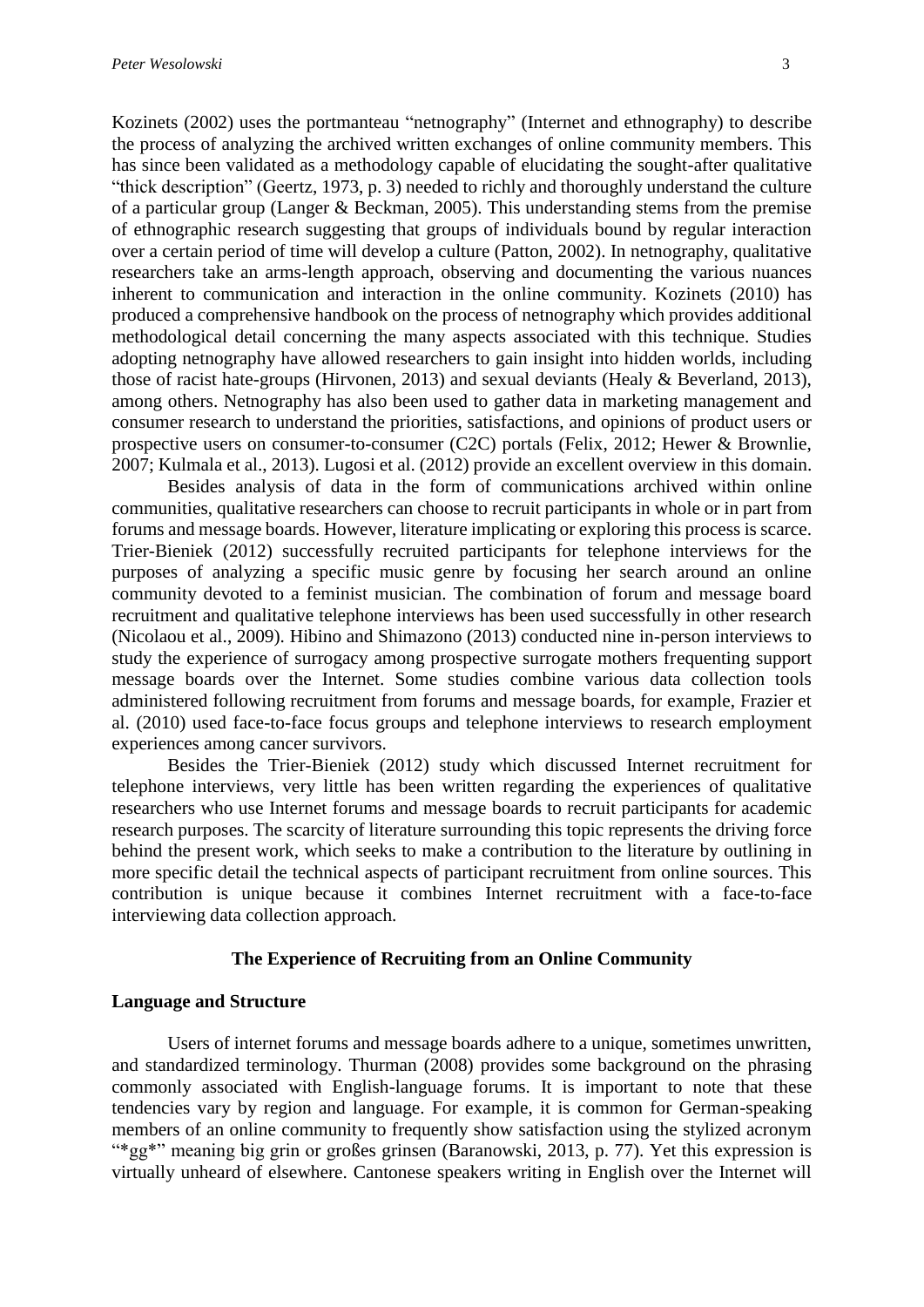Kozinets (2002) uses the portmanteau "netnography" (Internet and ethnography) to describe the process of analyzing the archived written exchanges of online community members. This has since been validated as a methodology capable of elucidating the sought-after qualitative "thick description" (Geertz, 1973, p. 3) needed to richly and thoroughly understand the culture of a particular group (Langer & Beckman, 2005). This understanding stems from the premise of ethnographic research suggesting that groups of individuals bound by regular interaction over a certain period of time will develop a culture (Patton, 2002). In netnography, qualitative researchers take an arms-length approach, observing and documenting the various nuances inherent to communication and interaction in the online community. Kozinets (2010) has produced a comprehensive handbook on the process of netnography which provides additional methodological detail concerning the many aspects associated with this technique. Studies adopting netnography have allowed researchers to gain insight into hidden worlds, including those of racist hate-groups (Hirvonen, 2013) and sexual deviants (Healy & Beverland, 2013), among others. Netnography has also been used to gather data in marketing management and consumer research to understand the priorities, satisfactions, and opinions of product users or prospective users on consumer-to-consumer (C2C) portals (Felix, 2012; Hewer & Brownlie, 2007; Kulmala et al., 2013). Lugosi et al. (2012) provide an excellent overview in this domain.

Besides analysis of data in the form of communications archived within online communities, qualitative researchers can choose to recruit participants in whole or in part from forums and message boards. However, literature implicating or exploring this process is scarce. Trier-Bieniek (2012) successfully recruited participants for telephone interviews for the purposes of analyzing a specific music genre by focusing her search around an online community devoted to a feminist musician. The combination of forum and message board recruitment and qualitative telephone interviews has been used successfully in other research (Nicolaou et al., 2009). Hibino and Shimazono (2013) conducted nine in-person interviews to study the experience of surrogacy among prospective surrogate mothers frequenting support message boards over the Internet. Some studies combine various data collection tools administered following recruitment from forums and message boards, for example, Frazier et al. (2010) used face-to-face focus groups and telephone interviews to research employment experiences among cancer survivors.

Besides the Trier-Bieniek (2012) study which discussed Internet recruitment for telephone interviews, very little has been written regarding the experiences of qualitative researchers who use Internet forums and message boards to recruit participants for academic research purposes. The scarcity of literature surrounding this topic represents the driving force behind the present work, which seeks to make a contribution to the literature by outlining in more specific detail the technical aspects of participant recruitment from online sources. This contribution is unique because it combines Internet recruitment with a face-to-face interviewing data collection approach.

## The Experience of Recruiting from an Online Community

### Language and Structure

Users of internet forums and message boards adhere to a unique, sometimes unwritten, and standardized terminology. Thurman (2008) provides some background on the phrasing commonly associated with English-language forums. It is important to note that these tendencies vary by region and language. For example, it is common for German-speaking members of an online community to frequently show satisfaction using the stylized acronym "*gg*" meaning big grin or großes grinsen (Baranowski, 2013, p. 77). Yet this expression is virtually unheard of elsewhere. Cantonese speakers writing in English over the Internet will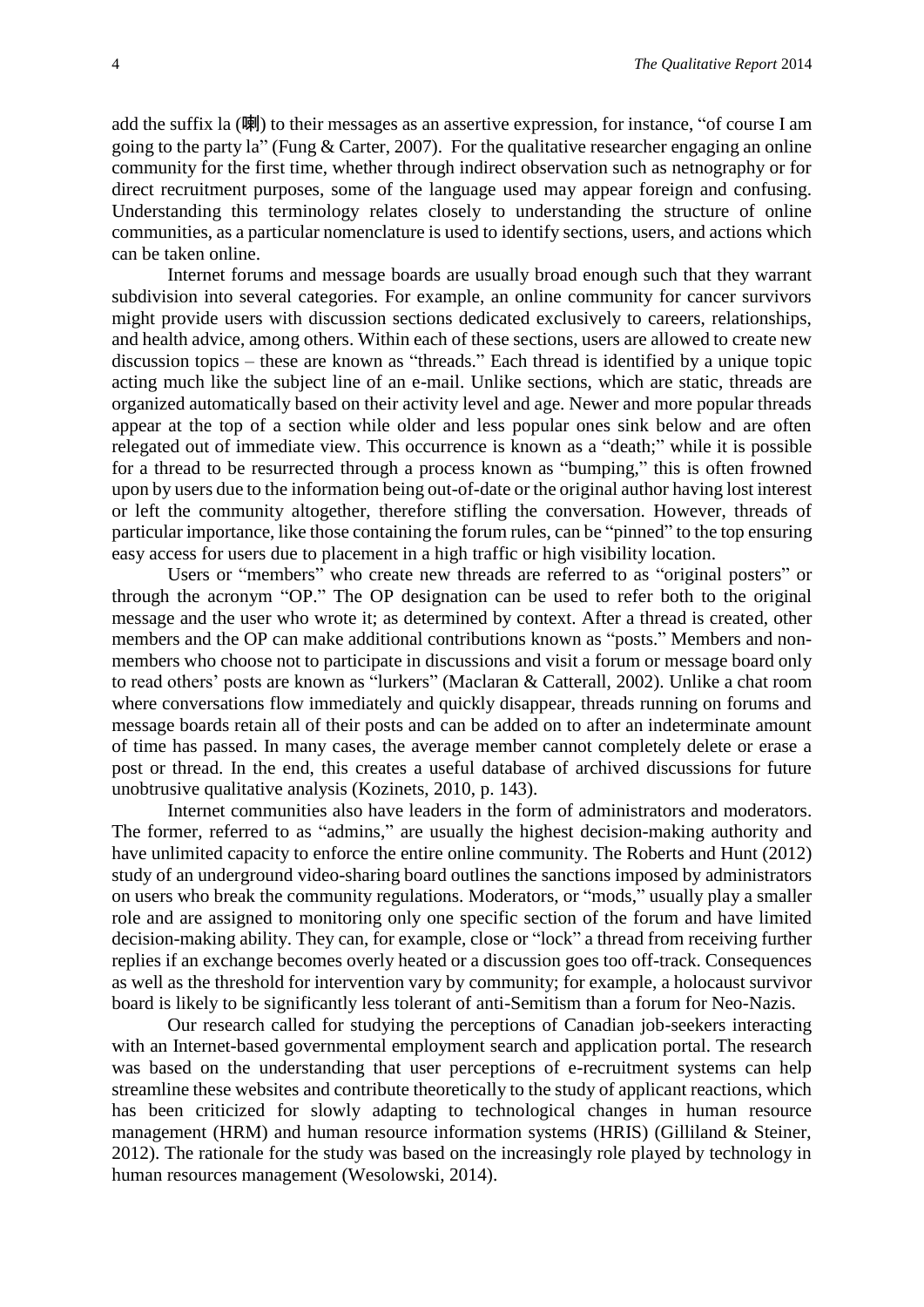add the suffix la (喇) to their messages as an assertive expression, for instance, "of course I am going to the party la" (Fung & Carter, 2007). For the qualitative researcher engaging an online community for the first time, whether through indirect observation such as netnography or for direct recruitment purposes, some of the language used may appear foreign and confusing. Understanding this terminology relates closely to understanding the structure of online communities, as a particular nomenclature is used to identify sections, users, and actions which can be taken online.

Internet forums and message boards are usually broad enough such that they warrant subdivision into several categories. For example, an online community for cancer survivors might provide users with discussion sections dedicated exclusively to careers, relationships, and health advice, among others. Within each of these sections, users are allowed to create new discussion topics – these are known as "threads." Each thread is identified by a unique topic acting much like the subject line of an e-mail. Unlike sections, which are static, threads are organized automatically based on their activity level and age. Newer and more popular threads appear at the top of a section while older and less popular ones sink below and are often relegated out of immediate view. This occurrence is known as a "death;" while it is possible for a thread to be resurrected through a process known as "bumping," this is often frowned upon by users due to the information being out-of-date or the original author having lost interest or left the community altogether, therefore stifling the conversation. However, threads of particular importance, like those containing the forum rules, can be "pinned" to the top ensuring easy access for users due to placement in a high traffic or high visibility location.

Users or "members" who create new threads are referred to as "original posters" or through the acronym "OP." The OP designation can be used to refer both to the original message and the user who wrote it; as determined by context. After a thread is created, other members and the OP can make additional contributions known as "posts." Members and non-members who choose not to participate in discussions and visit a forum or message board only to read others' posts are known as "lurkers" (Maclaran & Catterall, 2002). Unlike a chat room where conversations flow immediately and quickly disappear, threads running on forums and message boards retain all of their posts and can be added on to after an indeterminate amount of time has passed. In many cases, the average member cannot completely delete or erase a post or thread. In the end, this creates a useful database of archived discussions for future unobtrusive qualitative analysis (Kozinets, 2010, p. 143).

Internet communities also have leaders in the form of administrators and moderators. The former, referred to as "admins," are usually the highest decision-making authority and have unlimited capacity to enforce the entire online community. The Roberts and Hunt (2012) study of an underground video-sharing board outlines the sanctions imposed by administrators on users who break the community regulations. Moderators, or "mods," usually play a smaller role and are assigned to monitoring only one specific section of the forum and have limited decision-making ability. They can, for example, close or "lock" a thread from receiving further replies if an exchange becomes overly heated or a discussion goes too off-track. Consequences as well as the threshold for intervention vary by community; for example, a holocaust survivor board is likely to be significantly less tolerant of anti-Semitism than a forum for Neo-Nazis.

Our research called for studying the perceptions of Canadian job-seekers interacting with an Internet-based governmental employment search and application portal. The research was based on the understanding that user perceptions of e-recruitment systems can help streamline these websites and contribute theoretically to the study of applicant reactions, which has been criticized for slowly adapting to technological changes in human resource management (HRM) and human resource information systems (HRIS) (Gilliland & Steiner, 2012). The rationale for the study was based on the increasingly role played by technology in human resources management (Wesolowski, 2014).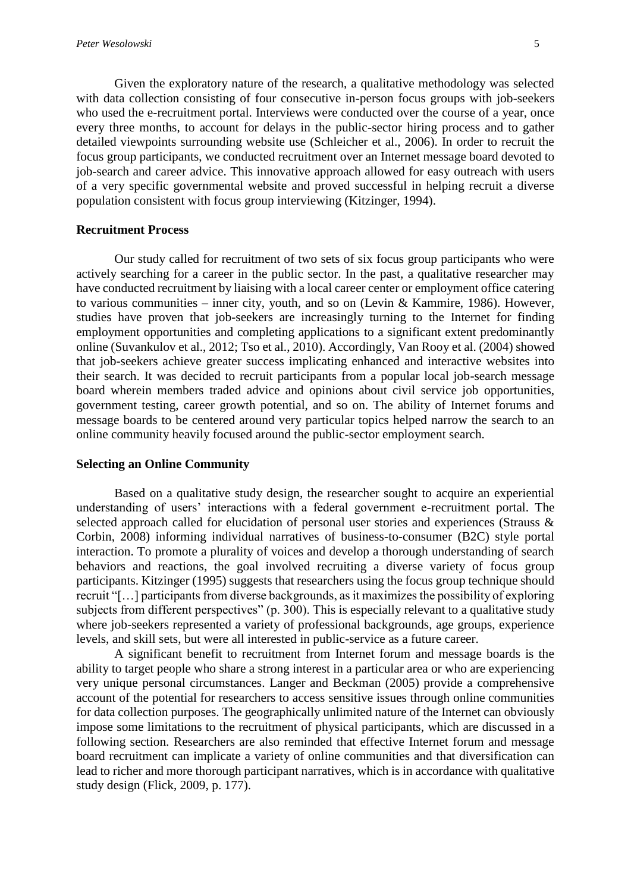Given the exploratory nature of the research, a qualitative methodology was selected with data collection consisting of four consecutive in-person focus groups with job-seekers who used the e-recruitment portal. Interviews were conducted over the course of a year, once every three months, to account for delays in the public-sector hiring process and to gather detailed viewpoints surrounding website use (Schleicher et al., 2006). In order to recruit the focus group participants, we conducted recruitment over an Internet message board devoted to job-search and career advice. This innovative approach allowed for easy outreach with users of a very specific governmental website and proved successful in helping recruit a diverse population consistent with focus group interviewing (Kitzinger, 1994).

### Recruitment Process

Our study called for recruitment of two sets of six focus group participants who were actively searching for a career in the public sector. In the past, a qualitative researcher may have conducted recruitment by liaising with a local career center or employment office catering to various communities – inner city, youth, and so on (Levin & Kammire, 1986). However, studies have proven that job-seekers are increasingly turning to the Internet for finding employment opportunities and completing applications to a significant extent predominantly online (Suvankulov et al., 2012; Tso et al., 2010). Accordingly, Van Rooy et al. (2004) showed that job-seekers achieve greater success implicating enhanced and interactive websites into their search. It was decided to recruit participants from a popular local job-search message board wherein members traded advice and opinions about civil service job opportunities, government testing, career growth potential, and so on. The ability of Internet forums and message boards to be centered around very particular topics helped narrow the search to an online community heavily focused around the public-sector employment search.

### Selecting an Online Community

Based on a qualitative study design, the researcher sought to acquire an experiential understanding of users' interactions with a federal government e-recruitment portal. The selected approach called for elucidation of personal user stories and experiences (Strauss & Corbin, 2008) informing individual narratives of business-to-consumer (B2C) style portal interaction. To promote a plurality of voices and develop a thorough understanding of search behaviors and reactions, the goal involved recruiting a diverse variety of focus group participants. Kitzinger (1995) suggests that researchers using the focus group technique should recruit "[…] participants from diverse backgrounds, as it maximizes the possibility of exploring subjects from different perspectives" (p. 300). This is especially relevant to a qualitative study where job-seekers represented a variety of professional backgrounds, age groups, experience levels, and skill sets, but were all interested in public-service as a future career.

A significant benefit to recruitment from Internet forum and message boards is the ability to target people who share a strong interest in a particular area or who are experiencing very unique personal circumstances. Langer and Beckman (2005) provide a comprehensive account of the potential for researchers to access sensitive issues through online communities for data collection purposes. The geographically unlimited nature of the Internet can obviously impose some limitations to the recruitment of physical participants, which are discussed in a following section. Researchers are also reminded that effective Internet forum and message board recruitment can implicate a variety of online communities and that diversification can lead to richer and more thorough participant narratives, which is in accordance with qualitative study design (Flick, 2009, p. 177).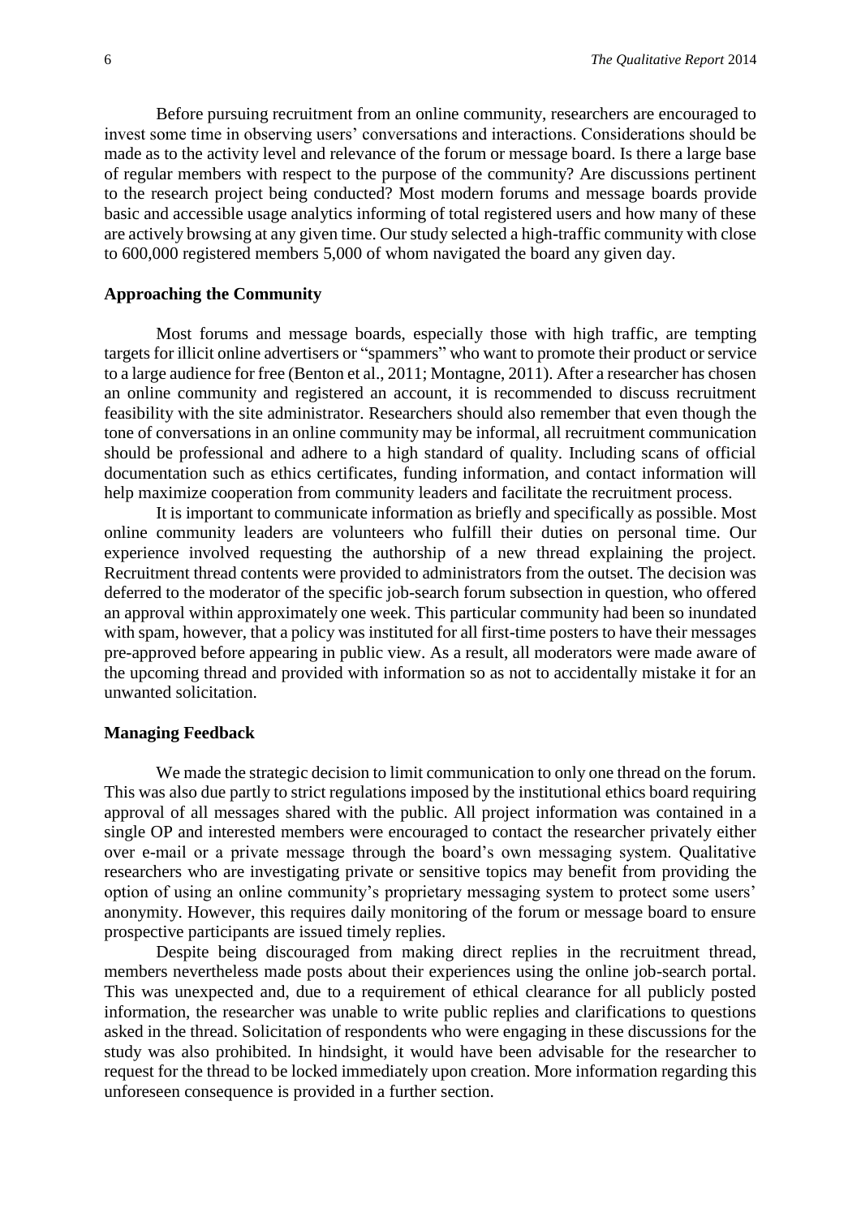Before pursuing recruitment from an online community, researchers are encouraged to invest some time in observing users' conversations and interactions. Considerations should be made as to the activity level and relevance of the forum or message board. Is there a large base of regular members with respect to the purpose of the community? Are discussions pertinent to the research project being conducted? Most modern forums and message boards provide basic and accessible usage analytics informing of total registered users and how many of these are actively browsing at any given time. Our study selected a high-traffic community with close to 600,000 registered members 5,000 of whom navigated the board any given day.

### Approaching the Community

Most forums and message boards, especially those with high traffic, are tempting targets for illicit online advertisers or "spammers" who want to promote their product or service to a large audience for free (Benton et al., 2011; Montagne, 2011). After a researcher has chosen an online community and registered an account, it is recommended to discuss recruitment feasibility with the site administrator. Researchers should also remember that even though the tone of conversations in an online community may be informal, all recruitment communication should be professional and adhere to a high standard of quality. Including scans of official documentation such as ethics certificates, funding information, and contact information will help maximize cooperation from community leaders and facilitate the recruitment process.

It is important to communicate information as briefly and specifically as possible. Most online community leaders are volunteers who fulfill their duties on personal time. Our experience involved requesting the authorship of a new thread explaining the project. Recruitment thread contents were provided to administrators from the outset. The decision was deferred to the moderator of the specific job-search forum subsection in question, who offered an approval within approximately one week. This particular community had been so inundated with spam, however, that a policy was instituted for all first-time posters to have their messages pre-approved before appearing in public view. As a result, all moderators were made aware of the upcoming thread and provided with information so as not to accidentally mistake it for an unwanted solicitation.

### Managing Feedback

We made the strategic decision to limit communication to only one thread on the forum. This was also due partly to strict regulations imposed by the institutional ethics board requiring approval of all messages shared with the public. All project information was contained in a single OP and interested members were encouraged to contact the researcher privately either over e-mail or a private message through the board's own messaging system. Qualitative researchers who are investigating private or sensitive topics may benefit from providing the option of using an online community's proprietary messaging system to protect some users' anonymity. However, this requires daily monitoring of the forum or message board to ensure prospective participants are issued timely replies.

Despite being discouraged from making direct replies in the recruitment thread, members nevertheless made posts about their experiences using the online job-search portal. This was unexpected and, due to a requirement of ethical clearance for all publicly posted information, the researcher was unable to write public replies and clarifications to questions asked in the thread. Solicitation of respondents who were engaging in these discussions for the study was also prohibited. In hindsight, it would have been advisable for the researcher to request for the thread to be locked immediately upon creation. More information regarding this unforeseen consequence is provided in a further section.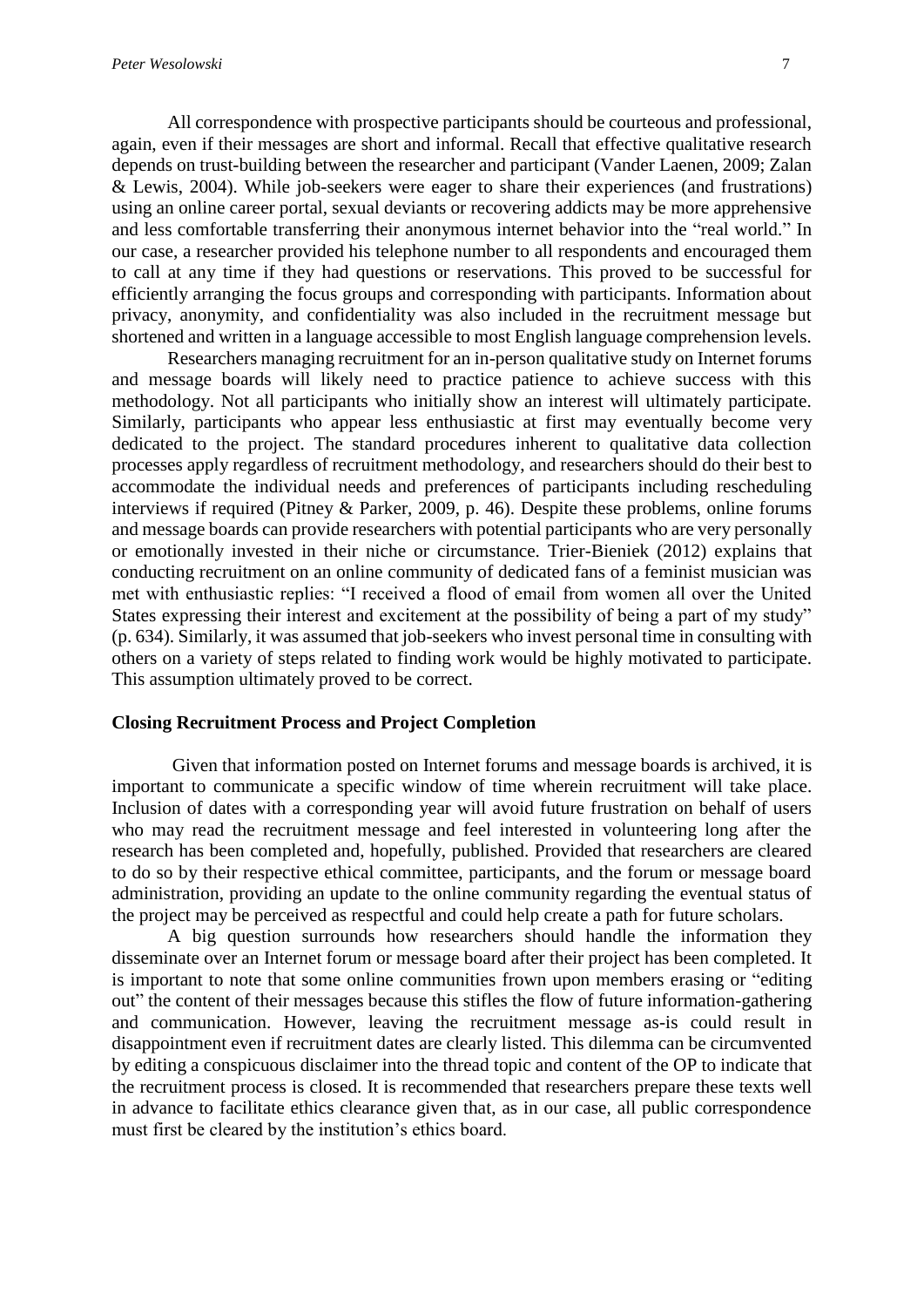All correspondence with prospective participants should be courteous and professional, again, even if their messages are short and informal. Recall that effective qualitative research depends on trust-building between the researcher and participant (Vander Laenen, 2009; Zalan & Lewis, 2004). While job-seekers were eager to share their experiences (and frustrations) using an online career portal, sexual deviants or recovering addicts may be more apprehensive and less comfortable transferring their anonymous internet behavior into the "real world." In our case, a researcher provided his telephone number to all respondents and encouraged them to call at any time if they had questions or reservations. This proved to be successful for efficiently arranging the focus groups and corresponding with participants. Information about privacy, anonymity, and confidentiality was also included in the recruitment message but shortened and written in a language accessible to most English language comprehension levels.

Researchers managing recruitment for an in-person qualitative study on Internet forums and message boards will likely need to practice patience to achieve success with this methodology. Not all participants who initially show an interest will ultimately participate. Similarly, participants who appear less enthusiastic at first may eventually become very dedicated to the project. The standard procedures inherent to qualitative data collection processes apply regardless of recruitment methodology, and researchers should do their best to accommodate the individual needs and preferences of participants including rescheduling interviews if required (Pitney & Parker, 2009, p. 46). Despite these problems, online forums and message boards can provide researchers with potential participants who are very personally or emotionally invested in their niche or circumstance. Trier-Bieniek (2012) explains that conducting recruitment on an online community of dedicated fans of a feminist musician was met with enthusiastic replies: "I received a flood of email from women all over the United States expressing their interest and excitement at the possibility of being a part of my study" (p. 634). Similarly, it was assumed that job-seekers who invest personal time in consulting with others on a variety of steps related to finding work would be highly motivated to participate. This assumption ultimately proved to be correct.

### Closing Recruitment Process and Project Completion

Given that information posted on Internet forums and message boards is archived, it is important to communicate a specific window of time wherein recruitment will take place. Inclusion of dates with a corresponding year will avoid future frustration on behalf of users who may read the recruitment message and feel interested in volunteering long after the research has been completed and, hopefully, published. Provided that researchers are cleared to do so by their respective ethical committee, participants, and the forum or message board administration, providing an update to the online community regarding the eventual status of the project may be perceived as respectful and could help create a path for future scholars.

A big question surrounds how researchers should handle the information they disseminate over an Internet forum or message board after their project has been completed. It is important to note that some online communities frown upon members erasing or "editing out" the content of their messages because this stifles the flow of future information-gathering and communication. However, leaving the recruitment message as-is could result in disappointment even if recruitment dates are clearly listed. This dilemma can be circumvented by editing a conspicuous disclaimer into the thread topic and content of the OP to indicate that the recruitment process is closed. It is recommended that researchers prepare these texts well in advance to facilitate ethics clearance given that, as in our case, all public correspondence must first be cleared by the institution's ethics board.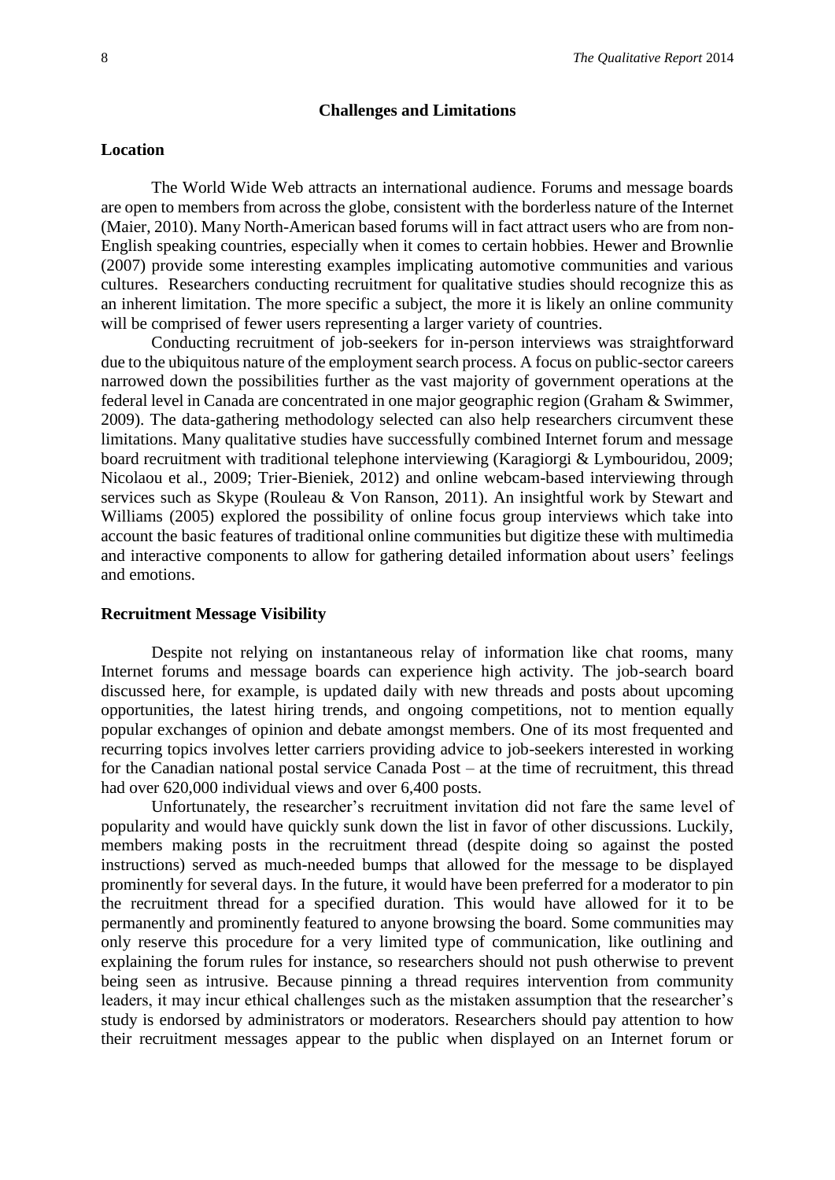## Challenges and Limitations

### Location

The World Wide Web attracts an international audience. Forums and message boards are open to members from across the globe, consistent with the borderless nature of the Internet (Maier, 2010). Many North-American based forums will in fact attract users who are from non-English speaking countries, especially when it comes to certain hobbies. Hewer and Brownlie (2007) provide some interesting examples implicating automotive communities and various cultures. Researchers conducting recruitment for qualitative studies should recognize this as an inherent limitation. The more specific a subject, the more it is likely an online community will be comprised of fewer users representing a larger variety of countries.

Conducting recruitment of job-seekers for in-person interviews was straightforward due to the ubiquitous nature of the employment search process. A focus on public-sector careers narrowed down the possibilities further as the vast majority of government operations at the federal level in Canada are concentrated in one major geographic region (Graham & Swimmer, 2009). The data-gathering methodology selected can also help researchers circumvent these limitations. Many qualitative studies have successfully combined Internet forum and message board recruitment with traditional telephone interviewing (Karagiorgi & Lymbouridou, 2009; Nicolaou et al., 2009; Trier-Bieniek, 2012) and online webcam-based interviewing through services such as Skype (Rouleau & Von Ranson, 2011). An insightful work by Stewart and Williams (2005) explored the possibility of online focus group interviews which take into account the basic features of traditional online communities but digitize these with multimedia and interactive components to allow for gathering detailed information about users' feelings and emotions.

### Recruitment Message Visibility

Despite not relying on instantaneous relay of information like chat rooms, many Internet forums and message boards can experience high activity. The job-search board discussed here, for example, is updated daily with new threads and posts about upcoming opportunities, the latest hiring trends, and ongoing competitions, not to mention equally popular exchanges of opinion and debate amongst members. One of its most frequented and recurring topics involves letter carriers providing advice to job-seekers interested in working for the Canadian national postal service Canada Post – at the time of recruitment, this thread had over 620,000 individual views and over 6,400 posts.

Unfortunately, the researcher's recruitment invitation did not fare the same level of popularity and would have quickly sunk down the list in favor of other discussions. Luckily, members making posts in the recruitment thread (despite doing so against the posted instructions) served as much-needed bumps that allowed for the message to be displayed prominently for several days. In the future, it would have been preferred for a moderator to pin the recruitment thread for a specified duration. This would have allowed for it to be permanently and prominently featured to anyone browsing the board. Some communities may only reserve this procedure for a very limited type of communication, like outlining and explaining the forum rules for instance, so researchers should not push otherwise to prevent being seen as intrusive. Because pinning a thread requires intervention from community leaders, it may incur ethical challenges such as the mistaken assumption that the researcher's study is endorsed by administrators or moderators. Researchers should pay attention to how their recruitment messages appear to the public when displayed on an Internet forum or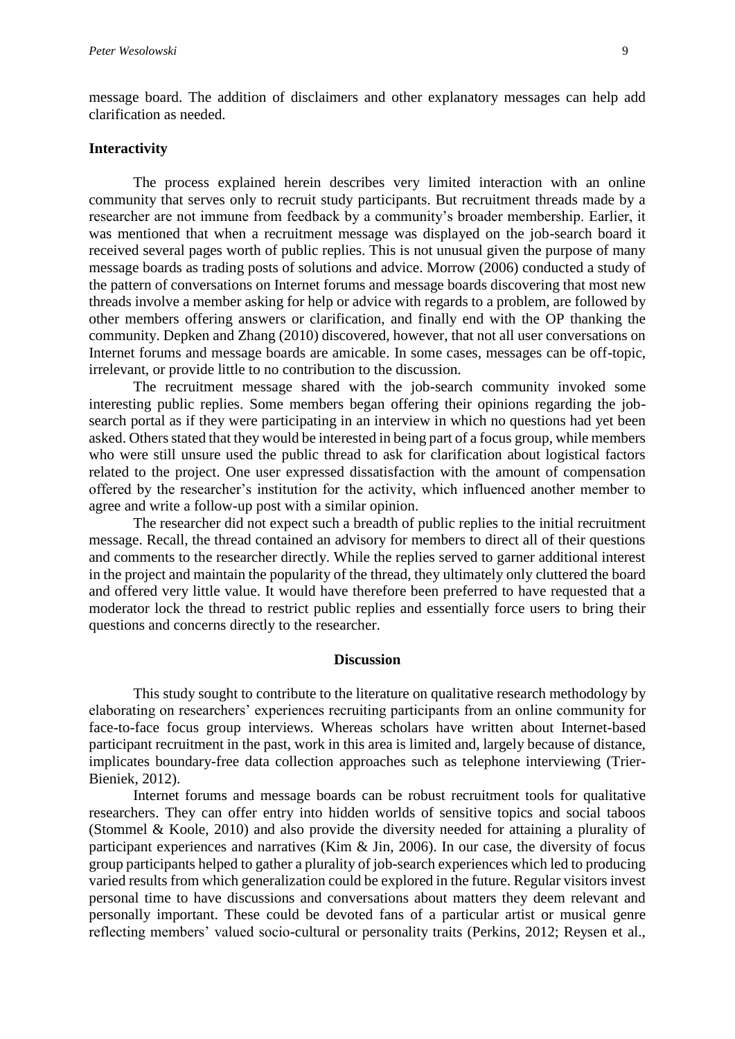message board. The addition of disclaimers and other explanatory messages can help add clarification as needed.

### Interactivity

The process explained herein describes very limited interaction with an online community that serves only to recruit study participants. But recruitment threads made by a researcher are not immune from feedback by a community's broader membership. Earlier, it was mentioned that when a recruitment message was displayed on the job-search board it received several pages worth of public replies. This is not unusual given the purpose of many message boards as trading posts of solutions and advice. Morrow (2006) conducted a study of the pattern of conversations on Internet forums and message boards discovering that most new threads involve a member asking for help or advice with regards to a problem, are followed by other members offering answers or clarification, and finally end with the OP thanking the community. Depken and Zhang (2010) discovered, however, that not all user conversations on Internet forums and message boards are amicable. In some cases, messages can be off-topic, irrelevant, or provide little to no contribution to the discussion.

The recruitment message shared with the job-search community invoked some interesting public replies. Some members began offering their opinions regarding the job-search portal as if they were participating in an interview in which no questions had yet been asked. Others stated that they would be interested in being part of a focus group, while members who were still unsure used the public thread to ask for clarification about logistical factors related to the project. One user expressed dissatisfaction with the amount of compensation offered by the researcher's institution for the activity, which influenced another member to agree and write a follow-up post with a similar opinion.

The researcher did not expect such a breadth of public replies to the initial recruitment message. Recall, the thread contained an advisory for members to direct all of their questions and comments to the researcher directly. While the replies served to garner additional interest in the project and maintain the popularity of the thread, they ultimately only cluttered the board and offered very little value. It would have therefore been preferred to have requested that a moderator lock the thread to restrict public replies and essentially force users to bring their questions and concerns directly to the researcher.

## Discussion

This study sought to contribute to the literature on qualitative research methodology by elaborating on researchers' experiences recruiting participants from an online community for face-to-face focus group interviews. Whereas scholars have written about Internet-based participant recruitment in the past, work in this area is limited and, largely because of distance, implicates boundary-free data collection approaches such as telephone interviewing (Trier-Bieniek, 2012).

Internet forums and message boards can be robust recruitment tools for qualitative researchers. They can offer entry into hidden worlds of sensitive topics and social taboos (Stommel & Koole, 2010) and also provide the diversity needed for attaining a plurality of participant experiences and narratives (Kim & Jin, 2006). In our case, the diversity of focus group participants helped to gather a plurality of job-search experiences which led to producing varied results from which generalization could be explored in the future. Regular visitors invest personal time to have discussions and conversations about matters they deem relevant and personally important. These could be devoted fans of a particular artist or musical genre reflecting members' valued socio-cultural or personality traits (Perkins, 2012; Reysen et al.,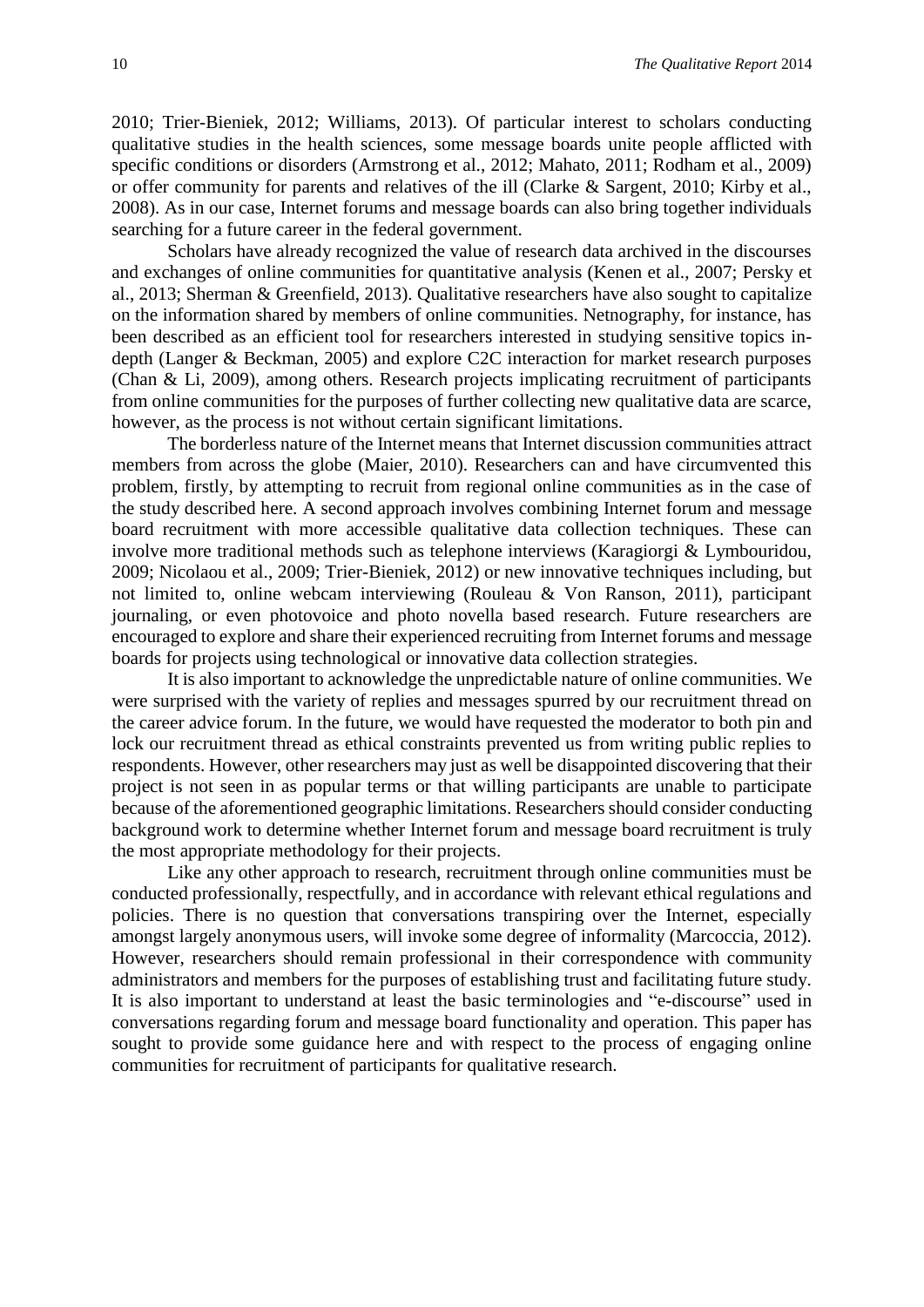2010; Trier-Bieniek, 2012; Williams, 2013). Of particular interest to scholars conducting qualitative studies in the health sciences, some message boards unite people afflicted with specific conditions or disorders (Armstrong et al., 2012; Mahato, 2011; Rodham et al., 2009) or offer community for parents and relatives of the ill (Clarke & Sargent, 2010; Kirby et al., 2008). As in our case, Internet forums and message boards can also bring together individuals searching for a future career in the federal government.

Scholars have already recognized the value of research data archived in the discourses and exchanges of online communities for quantitative analysis (Kenen et al., 2007; Persky et al., 2013; Sherman & Greenfield, 2013). Qualitative researchers have also sought to capitalize on the information shared by members of online communities. Netnography, for instance, has been described as an efficient tool for researchers interested in studying sensitive topics in-depth (Langer & Beckman, 2005) and explore C2C interaction for market research purposes (Chan & Li, 2009), among others. Research projects implicating recruitment of participants from online communities for the purposes of further collecting new qualitative data are scarce, however, as the process is not without certain significant limitations.

The borderless nature of the Internet means that Internet discussion communities attract members from across the globe (Maier, 2010). Researchers can and have circumvented this problem, firstly, by attempting to recruit from regional online communities as in the case of the study described here. A second approach involves combining Internet forum and message board recruitment with more accessible qualitative data collection techniques. These can involve more traditional methods such as telephone interviews (Karagiorgi & Lymbouridou, 2009; Nicolaou et al., 2009; Trier-Bieniek, 2012) or new innovative techniques including, but not limited to, online webcam interviewing (Rouleau & Von Ranson, 2011), participant journaling, or even photovoice and photo novella based research. Future researchers are encouraged to explore and share their experienced recruiting from Internet forums and message boards for projects using technological or innovative data collection strategies.

It is also important to acknowledge the unpredictable nature of online communities. We were surprised with the variety of replies and messages spurred by our recruitment thread on the career advice forum. In the future, we would have requested the moderator to both pin and lock our recruitment thread as ethical constraints prevented us from writing public replies to respondents. However, other researchers may just as well be disappointed discovering that their project is not seen in as popular terms or that willing participants are unable to participate because of the aforementioned geographic limitations. Researchers should consider conducting background work to determine whether Internet forum and message board recruitment is truly the most appropriate methodology for their projects.

Like any other approach to research, recruitment through online communities must be conducted professionally, respectfully, and in accordance with relevant ethical regulations and policies. There is no question that conversations transpiring over the Internet, especially amongst largely anonymous users, will invoke some degree of informality (Marcoccia, 2012). However, researchers should remain professional in their correspondence with community administrators and members for the purposes of establishing trust and facilitating future study. It is also important to understand at least the basic terminologies and "e-discourse" used in conversations regarding forum and message board functionality and operation. This paper has sought to provide some guidance here and with respect to the process of engaging online communities for recruitment of participants for qualitative research.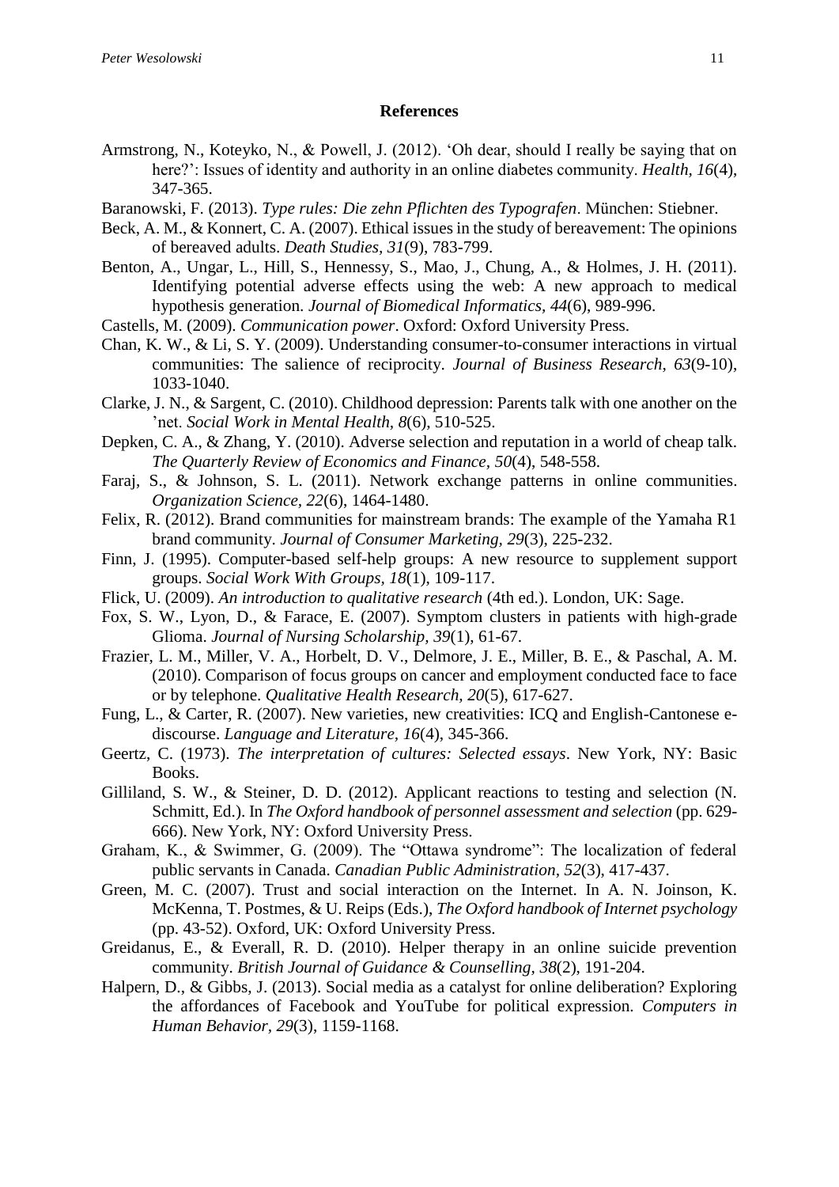## References

Armstrong, N., Koteyko, N., & Powell, J. (2012). 'Oh dear, should I really be saying that on here?': Issues of identity and authority in an online diabetes community. *Health, 16*(4), 347-365.

Baranowski, F. (2013). *Type rules: Die zehn Pflichten des Typografen*. München: Stiebner.

Beck, A. M., & Konnert, C. A. (2007). Ethical issues in the study of bereavement: The opinions of bereaved adults. *Death Studies, 31*(9), 783-799.

Benton, A., Ungar, L., Hill, S., Hennessy, S., Mao, J., Chung, A., & Holmes, J. H. (2011). Identifying potential adverse effects using the web: A new approach to medical hypothesis generation. *Journal of Biomedical Informatics, 44*(6), 989-996.

Castells, M. (2009). *Communication power*. Oxford: Oxford University Press.

Chan, K. W., & Li, S. Y. (2009). Understanding consumer-to-consumer interactions in virtual communities: The salience of reciprocity. *Journal of Business Research, 63*(9-10), 1033-1040.

Clarke, J. N., & Sargent, C. (2010). Childhood depression: Parents talk with one another on the 'net. *Social Work in Mental Health, 8*(6), 510-525.

Depken, C. A., & Zhang, Y. (2010). Adverse selection and reputation in a world of cheap talk. *The Quarterly Review of Economics and Finance, 50*(4), 548-558.

Faraj, S., & Johnson, S. L. (2011). Network exchange patterns in online communities. *Organization Science, 22*(6), 1464-1480.

Felix, R. (2012). Brand communities for mainstream brands: The example of the Yamaha R1 brand community. *Journal of Consumer Marketing, 29*(3), 225-232.

Finn, J. (1995). Computer-based self-help groups: A new resource to supplement support groups. *Social Work With Groups, 18*(1), 109-117.

Flick, U. (2009). *An introduction to qualitative research* (4th ed.). London, UK: Sage.

Fox, S. W., Lyon, D., & Farace, E. (2007). Symptom clusters in patients with high-grade Glioma. *Journal of Nursing Scholarship, 39*(1), 61-67.

Frazier, L. M., Miller, V. A., Horbelt, D. V., Delmore, J. E., Miller, B. E., & Paschal, A. M. (2010). Comparison of focus groups on cancer and employment conducted face to face or by telephone. *Qualitative Health Research, 20*(5), 617-627.

Fung, L., & Carter, R. (2007). New varieties, new creativities: ICQ and English-Cantonese e-discourse. *Language and Literature, 16*(4), 345-366.

Geertz, C. (1973). *The interpretation of cultures: Selected essays*. New York, NY: Basic Books.

Gilliland, S. W., & Steiner, D. D. (2012). Applicant reactions to testing and selection (N. Schmitt, Ed.). In *The Oxford handbook of personnel assessment and selection* (pp. 629-666). New York, NY: Oxford University Press.

Graham, K., & Swimmer, G. (2009). The "Ottawa syndrome": The localization of federal public servants in Canada. *Canadian Public Administration, 52*(3), 417-437.

Green, M. C. (2007). Trust and social interaction on the Internet. In A. N. Joinson, K. McKenna, T. Postmes, & U. Reips (Eds.), *The Oxford handbook of Internet psychology* (pp. 43-52). Oxford, UK: Oxford University Press.

Greidanus, E., & Everall, R. D. (2010). Helper therapy in an online suicide prevention community. *British Journal of Guidance & Counselling, 38*(2), 191-204.

Halpern, D., & Gibbs, J. (2013). Social media as a catalyst for online deliberation? Exploring the affordances of Facebook and YouTube for political expression. *Computers in Human Behavior, 29*(3), 1159-1168.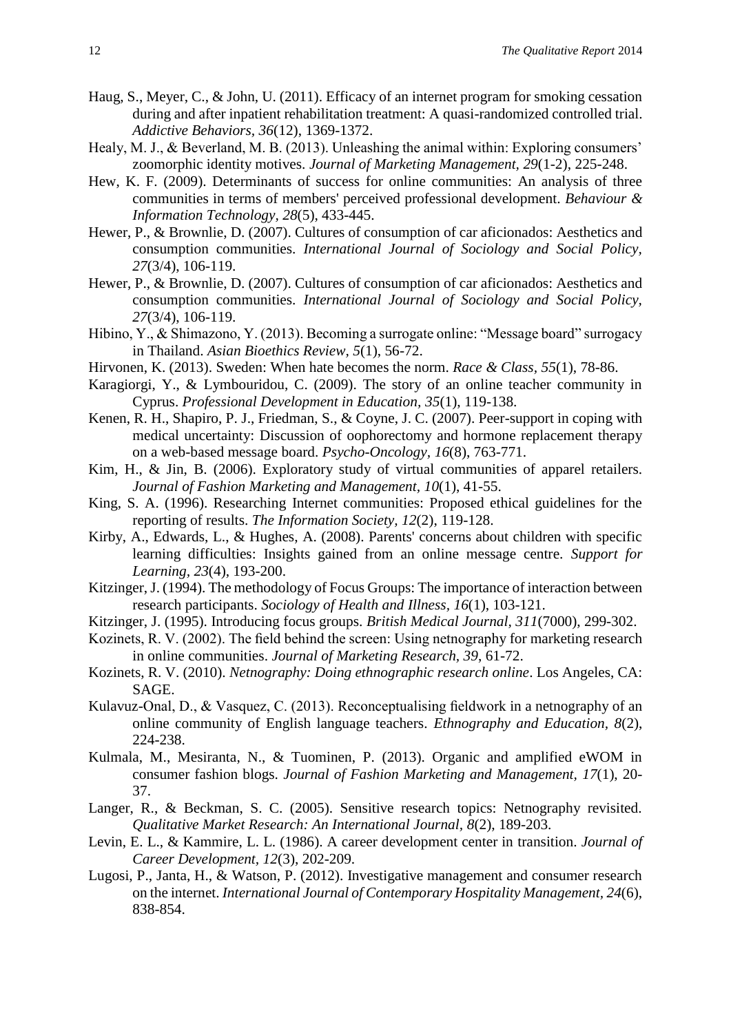Haug, S., Meyer, C., & John, U. (2011). Efficacy of an internet program for smoking cessation during and after inpatient rehabilitation treatment: A quasi-randomized controlled trial. *Addictive Behaviors, 36*(12), 1369-1372.

Healy, M. J., & Beverland, M. B. (2013). Unleashing the animal within: Exploring consumers' zoomorphic identity motives. *Journal of Marketing Management, 29*(1-2), 225-248.

Hew, K. F. (2009). Determinants of success for online communities: An analysis of three communities in terms of members' perceived professional development. *Behaviour & Information Technology, 28*(5), 433-445.

Hewer, P., & Brownlie, D. (2007). Cultures of consumption of car aficionados: Aesthetics and consumption communities. *International Journal of Sociology and Social Policy, 27*(3/4), 106-119.

Hewer, P., & Brownlie, D. (2007). Cultures of consumption of car aficionados: Aesthetics and consumption communities. *International Journal of Sociology and Social Policy, 27*(3/4), 106-119.

Hibino, Y., & Shimazono, Y. (2013). Becoming a surrogate online: "Message board" surrogacy in Thailand. *Asian Bioethics Review, 5*(1), 56-72.

Hirvonen, K. (2013). Sweden: When hate becomes the norm. *Race & Class, 55*(1), 78-86.

Karagiorgi, Y., & Lymbouridou, C. (2009). The story of an online teacher community in Cyprus. *Professional Development in Education, 35*(1), 119-138.

Kenen, R. H., Shapiro, P. J., Friedman, S., & Coyne, J. C. (2007). Peer-support in coping with medical uncertainty: Discussion of oophorectomy and hormone replacement therapy on a web-based message board. *Psycho-Oncology, 16*(8), 763-771.

Kim, H., & Jin, B. (2006). Exploratory study of virtual communities of apparel retailers. *Journal of Fashion Marketing and Management, 10*(1), 41-55.

King, S. A. (1996). Researching Internet communities: Proposed ethical guidelines for the reporting of results. *The Information Society, 12*(2), 119-128.

Kirby, A., Edwards, L., & Hughes, A. (2008). Parents' concerns about children with specific learning difficulties: Insights gained from an online message centre. *Support for Learning, 23*(4), 193-200.

Kitzinger, J. (1994). The methodology of Focus Groups: The importance of interaction between research participants. *Sociology of Health and Illness, 16*(1), 103-121.

Kitzinger, J. (1995). Introducing focus groups. *British Medical Journal, 311*(7000), 299-302.

Kozinets, R. V. (2002). The field behind the screen: Using netnography for marketing research in online communities. *Journal of Marketing Research, 39*, 61-72.

Kozinets, R. V. (2010). *Netnography: Doing ethnographic research online*. Los Angeles, CA: SAGE.

Kulavuz-Onal, D., & Vasquez, C. (2013). Reconceptualising fieldwork in a netnography of an online community of English language teachers. *Ethnography and Education, 8*(2), 224-238.

Kulmala, M., Mesiranta, N., & Tuominen, P. (2013). Organic and amplified eWOM in consumer fashion blogs. *Journal of Fashion Marketing and Management, 17*(1), 20-37.

Langer, R., & Beckman, S. C. (2005). Sensitive research topics: Netnography revisited. *Qualitative Market Research: An International Journal, 8*(2), 189-203.

Levin, E. L., & Kammire, L. L. (1986). A career development center in transition. *Journal of Career Development, 12*(3), 202-209.

Lugosi, P., Janta, H., & Watson, P. (2012). Investigative management and consumer research on the internet. *International Journal of Contemporary Hospitality Management, 24*(6), 838-854.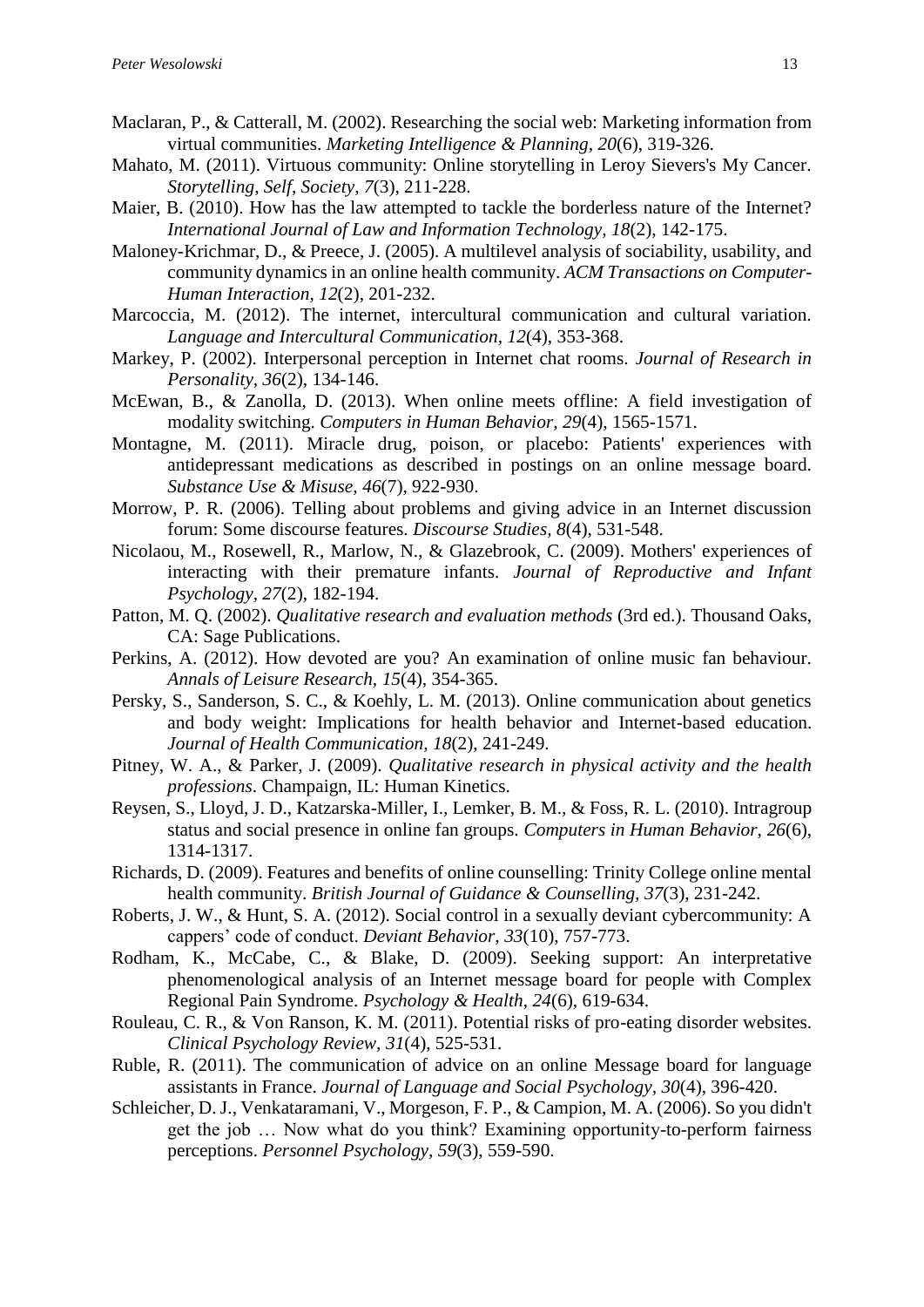Maclaran, P., & Catterall, M. (2002). Researching the social web: Marketing information from virtual communities. *Marketing Intelligence & Planning*, *20*(6), 319-326.

Mahato, M. (2011). Virtuous community: Online storytelling in Leroy Sievers's My Cancer. *Storytelling, Self, Society, 7*(3), 211-228.

Maier, B. (2010). How has the law attempted to tackle the borderless nature of the Internet? *International Journal of Law and Information Technology, 18*(2), 142-175.

Maloney-Krichmar, D., & Preece, J. (2005). A multilevel analysis of sociability, usability, and community dynamics in an online health community. *ACM Transactions on Computer-Human Interaction, 12*(2), 201-232.

Marcoccia, M. (2012). The internet, intercultural communication and cultural variation. *Language and Intercultural Communication, 12*(4), 353-368.

Markey, P. (2002). Interpersonal perception in Internet chat rooms. *Journal of Research in Personality, 36*(2), 134-146.

McEwan, B., & Zanolla, D. (2013). When online meets offline: A field investigation of modality switching. *Computers in Human Behavior, 29*(4), 1565-1571.

Montagne, M. (2011). Miracle drug, poison, or placebo: Patients' experiences with antidepressant medications as described in postings on an online message board. *Substance Use & Misuse, 46*(7), 922-930.

Morrow, P. R. (2006). Telling about problems and giving advice in an Internet discussion forum: Some discourse features. *Discourse Studies, 8*(4), 531-548.

Nicolaou, M., Rosewell, R., Marlow, N., & Glazebrook, C. (2009). Mothers' experiences of interacting with their premature infants. *Journal of Reproductive and Infant Psychology, 27*(2), 182-194.

Patton, M. Q. (2002). *Qualitative research and evaluation methods* (3rd ed.). Thousand Oaks, CA: Sage Publications.

Perkins, A. (2012). How devoted are you? An examination of online music fan behaviour. *Annals of Leisure Research, 15*(4), 354-365.

Persky, S., Sanderson, S. C., & Koehly, L. M. (2013). Online communication about genetics and body weight: Implications for health behavior and Internet-based education. *Journal of Health Communication, 18*(2), 241-249.

Pitney, W. A., & Parker, J. (2009). *Qualitative research in physical activity and the health professions*. Champaign, IL: Human Kinetics.

Reysen, S., Lloyd, J. D., Katzarska-Miller, I., Lemker, B. M., & Foss, R. L. (2010). Intragroup status and social presence in online fan groups. *Computers in Human Behavior, 26*(6), 1314-1317.

Richards, D. (2009). Features and benefits of online counselling: Trinity College online mental health community. *British Journal of Guidance & Counselling, 37*(3), 231-242.

Roberts, J. W., & Hunt, S. A. (2012). Social control in a sexually deviant cybercommunity: A cappers' code of conduct. *Deviant Behavior, 33*(10), 757-773.

Rodham, K., McCabe, C., & Blake, D. (2009). Seeking support: An interpretative phenomenological analysis of an Internet message board for people with Complex Regional Pain Syndrome. *Psychology & Health, 24*(6), 619-634.

Rouleau, C. R., & Von Ranson, K. M. (2011). Potential risks of pro-eating disorder websites. *Clinical Psychology Review, 31*(4), 525-531.

Ruble, R. (2011). The communication of advice on an online Message board for language assistants in France. *Journal of Language and Social Psychology, 30*(4), 396-420.

Schleicher, D. J., Venkataramani, V., Morgeson, F. P., & Campion, M. A. (2006). So you didn't get the job … Now what do you think? Examining opportunity-to-perform fairness perceptions. *Personnel Psychology, 59*(3), 559-590.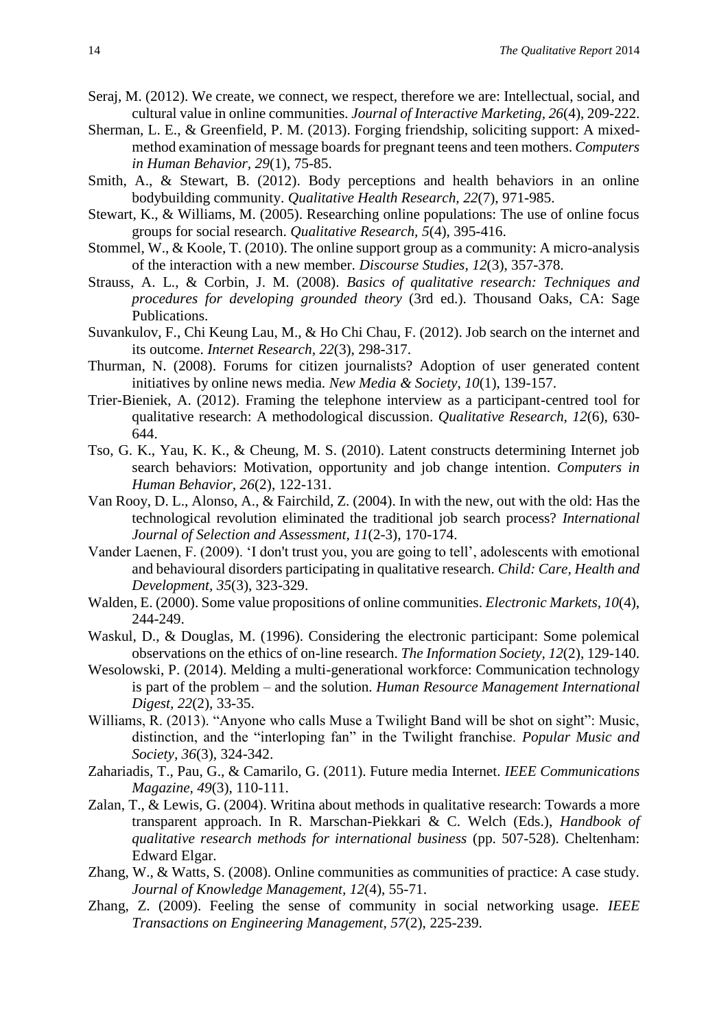Seraj, M. (2012). We create, we connect, we respect, therefore we are: Intellectual, social, and cultural value in online communities. *Journal of Interactive Marketing, 26*(4), 209-222.

Sherman, L. E., & Greenfield, P. M. (2013). Forging friendship, soliciting support: A mixed-method examination of message boards for pregnant teens and teen mothers. *Computers in Human Behavior, 29*(1), 75-85.

Smith, A., & Stewart, B. (2012). Body perceptions and health behaviors in an online bodybuilding community. *Qualitative Health Research, 22*(7), 971-985.

Stewart, K., & Williams, M. (2005). Researching online populations: The use of online focus groups for social research. *Qualitative Research, 5*(4), 395-416.

Stommel, W., & Koole, T. (2010). The online support group as a community: A micro-analysis of the interaction with a new member. *Discourse Studies, 12*(3), 357-378.

Strauss, A. L., & Corbin, J. M. (2008). *Basics of qualitative research: Techniques and procedures for developing grounded theory* (3rd ed.). Thousand Oaks, CA: Sage Publications.

Suvankulov, F., Chi Keung Lau, M., & Ho Chi Chau, F. (2012). Job search on the internet and its outcome. *Internet Research, 22*(3), 298-317.

Thurman, N. (2008). Forums for citizen journalists? Adoption of user generated content initiatives by online news media. *New Media & Society, 10*(1), 139-157.

Trier-Bieniek, A. (2012). Framing the telephone interview as a participant-centred tool for qualitative research: A methodological discussion. *Qualitative Research, 12*(6), 630-644.

Tso, G. K., Yau, K. K., & Cheung, M. S. (2010). Latent constructs determining Internet job search behaviors: Motivation, opportunity and job change intention. *Computers in Human Behavior, 26*(2), 122-131.

Van Rooy, D. L., Alonso, A., & Fairchild, Z. (2004). In with the new, out with the old: Has the technological revolution eliminated the traditional job search process? *International Journal of Selection and Assessment, 11*(2-3), 170-174.

Vander Laenen, F. (2009). 'I don't trust you, you are going to tell', adolescents with emotional and behavioural disorders participating in qualitative research. *Child: Care, Health and Development, 35*(3), 323-329.

Walden, E. (2000). Some value propositions of online communities. *Electronic Markets, 10*(4), 244-249.

Waskul, D., & Douglas, M. (1996). Considering the electronic participant: Some polemical observations on the ethics of on-line research. *The Information Society, 12*(2), 129-140.

Wesolowski, P. (2014). Melding a multi-generational workforce: Communication technology is part of the problem – and the solution. *Human Resource Management International Digest, 22*(2), 33-35.

Williams, R. (2013). "Anyone who calls Muse a Twilight Band will be shot on sight": Music, distinction, and the "interloping fan" in the Twilight franchise. *Popular Music and Society, 36*(3), 324-342.

Zahariadis, T., Pau, G., & Camarilo, G. (2011). Future media Internet. *IEEE Communications Magazine, 49*(3), 110-111.

Zalan, T., & Lewis, G. (2004). Writina about methods in qualitative research: Towards a more transparent approach. In R. Marschan-Piekkari & C. Welch (Eds.), *Handbook of qualitative research methods for international business* (pp. 507-528). Cheltenham: Edward Elgar.

Zhang, W., & Watts, S. (2008). Online communities as communities of practice: A case study. *Journal of Knowledge Management, 12*(4), 55-71.

Zhang, Z. (2009). Feeling the sense of community in social networking usage. *IEEE Transactions on Engineering Management, 57*(2), 225-239.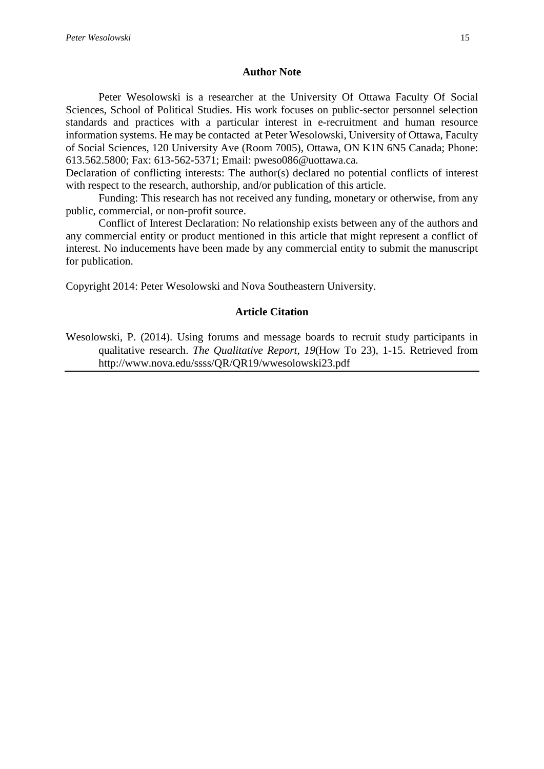## Author Note

Peter Wesolowski is a researcher at the University Of Ottawa Faculty Of Social Sciences, School of Political Studies. His work focuses on public-sector personnel selection standards and practices with a particular interest in e-recruitment and human resource information systems. He may be contacted at Peter Wesolowski, University of Ottawa, Faculty of Social Sciences, 120 University Ave (Room 7005), Ottawa, ON K1N 6N5 Canada; Phone: 613.562.5800; Fax: 613-562-5371; Email: pweso086@uottawa.ca.

Declaration of conflicting interests: The author(s) declared no potential conflicts of interest with respect to the research, authorship, and/or publication of this article.

Funding: This research has not received any funding, monetary or otherwise, from any public, commercial, or non-profit source.

Conflict of Interest Declaration: No relationship exists between any of the authors and any commercial entity or product mentioned in this article that might represent a conflict of interest. No inducements have been made by any commercial entity to submit the manuscript for publication.

Copyright 2014: Peter Wesolowski and Nova Southeastern University.

## Article Citation

Wesolowski, P. (2014). Using forums and message boards to recruit study participants in qualitative research. *The Qualitative Report*, *19*(How To 23), 1-15. Retrieved from http://www.nova.edu/ssss/QR/QR19/wwesolowski23.pdf